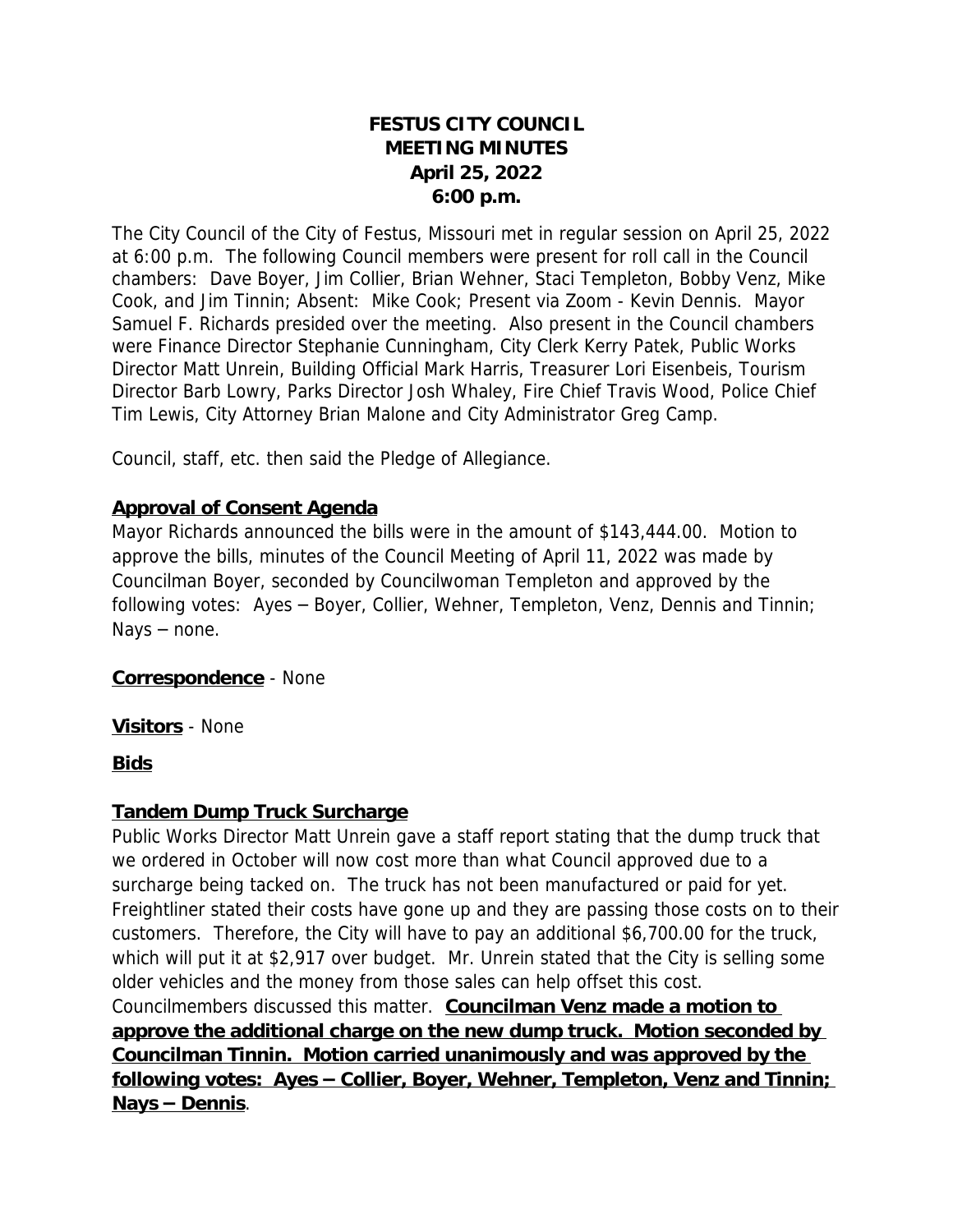# FESTUS CITY COUNCIL
# MEETING MINUTES
# April 25, 2022
# 6:00 p.m.

The City Council of the City of Festus, Missouri met in regular session on April 25, 2022 at 6:00 p.m. The following Council members were present for roll call in the Council chambers: Dave Boyer, Jim Collier, Brian Wehner, Staci Templeton, Bobby Venz, Mike Cook, and Jim Tinnin; Absent: Mike Cook; Present via Zoom - Kevin Dennis. Mayor Samuel F. Richards presided over the meeting. Also present in the Council chambers were Finance Director Stephanie Cunningham, City Clerk Kerry Patek, Public Works Director Matt Unrein, Building Official Mark Harris, Treasurer Lori Eisenbeis, Tourism Director Barb Lowry, Parks Director Josh Whaley, Fire Chief Travis Wood, Police Chief Tim Lewis, City Attorney Brian Malone and City Administrator Greg Camp.

Council, staff, etc. then said the Pledge of Allegiance.

## Approval of Consent Agenda

Mayor Richards announced the bills were in the amount of $143,444.00. Motion to approve the bills, minutes of the Council Meeting of April 11, 2022 was made by Councilman Boyer, seconded by Councilwoman Templeton and approved by the following votes: Ayes – Boyer, Collier, Wehner, Templeton, Venz, Dennis and Tinnin; Nays – none.

**Correspondence** - None

**Visitors** - None

## Bids

## Tandem Dump Truck Surcharge

Public Works Director Matt Unrein gave a staff report stating that the dump truck that we ordered in October will now cost more than what Council approved due to a surcharge being tacked on. The truck has not been manufactured or paid for yet. Freightliner stated their costs have gone up and they are passing those costs on to their customers. Therefore, the City will have to pay an additional $6,700.00 for the truck, which will put it at $2,917 over budget. Mr. Unrein stated that the City is selling some older vehicles and the money from those sales can help offset this cost. Councilmembers discussed this matter. **Councilman Venz made a motion to approve the additional charge on the new dump truck. Motion seconded by Councilman Tinnin. Motion carried unanimously and was approved by the following votes: Ayes – Collier, Boyer, Wehner, Templeton, Venz and Tinnin; Nays – Dennis**.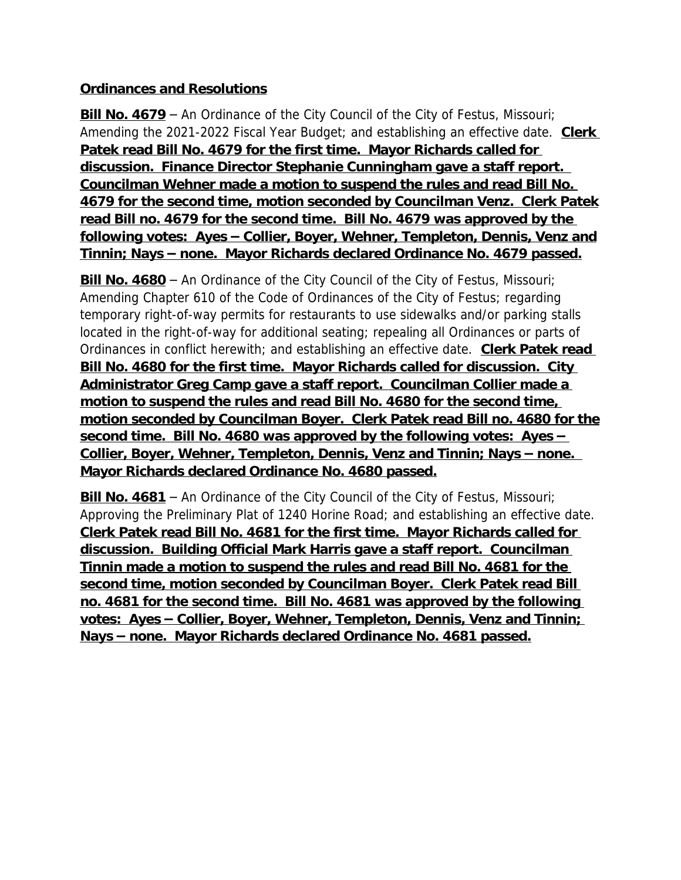**Ordinances and Resolutions**

**Bill No. 4679** – An Ordinance of the City Council of the City of Festus, Missouri; Amending the 2021-2022 Fiscal Year Budget; and establishing an effective date. **Clerk Patek read Bill No. 4679 for the first time. Mayor Richards called for discussion. Finance Director Stephanie Cunningham gave a staff report. Councilman Wehner made a motion to suspend the rules and read Bill No. 4679 for the second time, motion seconded by Councilman Venz. Clerk Patek read Bill no. 4679 for the second time. Bill No. 4679 was approved by the following votes: Ayes – Collier, Boyer, Wehner, Templeton, Dennis, Venz and Tinnin; Nays – none. Mayor Richards declared Ordinance No. 4679 passed.**

**Bill No. 4680** – An Ordinance of the City Council of the City of Festus, Missouri; Amending Chapter 610 of the Code of Ordinances of the City of Festus; regarding temporary right-of-way permits for restaurants to use sidewalks and/or parking stalls located in the right-of-way for additional seating; repealing all Ordinances or parts of Ordinances in conflict herewith; and establishing an effective date. **Clerk Patek read Bill No. 4680 for the first time. Mayor Richards called for discussion. City Administrator Greg Camp gave a staff report. Councilman Collier made a motion to suspend the rules and read Bill No. 4680 for the second time, motion seconded by Councilman Boyer. Clerk Patek read Bill no. 4680 for the second time. Bill No. 4680 was approved by the following votes: Ayes – Collier, Boyer, Wehner, Templeton, Dennis, Venz and Tinnin; Nays – none. Mayor Richards declared Ordinance No. 4680 passed.**

**Bill No. 4681** – An Ordinance of the City Council of the City of Festus, Missouri; Approving the Preliminary Plat of 1240 Horine Road; and establishing an effective date. **Clerk Patek read Bill No. 4681 for the first time. Mayor Richards called for discussion. Building Official Mark Harris gave a staff report. Councilman Tinnin made a motion to suspend the rules and read Bill No. 4681 for the second time, motion seconded by Councilman Boyer. Clerk Patek read Bill no. 4681 for the second time. Bill No. 4681 was approved by the following votes: Ayes – Collier, Boyer, Wehner, Templeton, Dennis, Venz and Tinnin; Nays – none. Mayor Richards declared Ordinance No. 4681 passed.**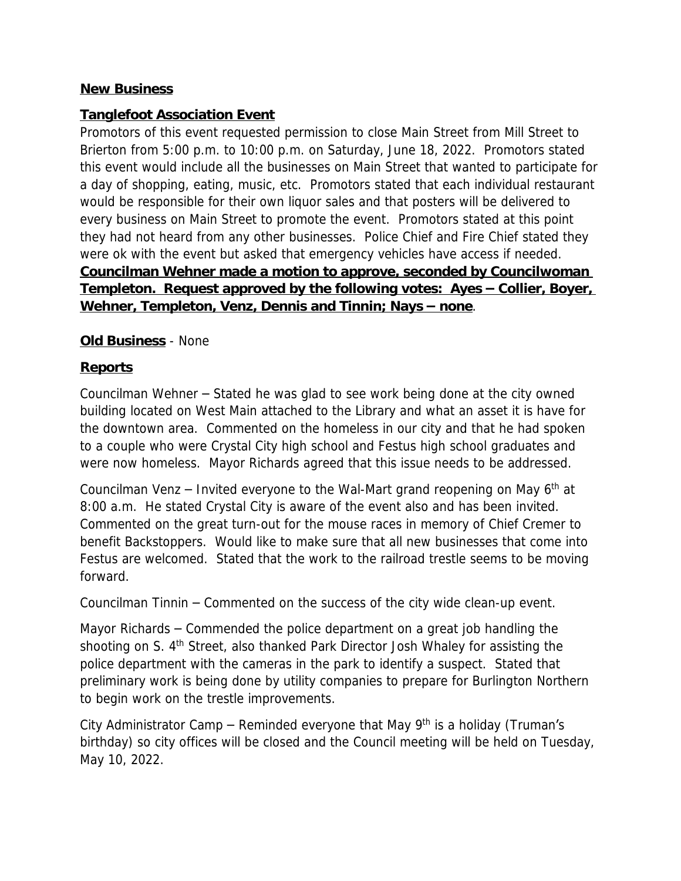**New Business**

**Tanglefoot Association Event**

Promotors of this event requested permission to close Main Street from Mill Street to Brierton from 5:00 p.m. to 10:00 p.m. on Saturday, June 18, 2022. Promotors stated this event would include all the businesses on Main Street that wanted to participate for a day of shopping, eating, music, etc. Promotors stated that each individual restaurant would be responsible for their own liquor sales and that posters will be delivered to every business on Main Street to promote the event. Promotors stated at this point they had not heard from any other businesses. Police Chief and Fire Chief stated they were ok with the event but asked that emergency vehicles have access if needed. **Councilman Wehner made a motion to approve, seconded by Councilwoman Templeton. Request approved by the following votes: Ayes – Collier, Boyer, Wehner, Templeton, Venz, Dennis and Tinnin; Nays – none**.

**Old Business** - None

**Reports**

Councilman Wehner – Stated he was glad to see work being done at the city owned building located on West Main attached to the Library and what an asset it is have for the downtown area. Commented on the homeless in our city and that he had spoken to a couple who were Crystal City high school and Festus high school graduates and were now homeless. Mayor Richards agreed that this issue needs to be addressed.

Councilman Venz – Invited everyone to the Wal-Mart grand reopening on May 6th at 8:00 a.m. He stated Crystal City is aware of the event also and has been invited. Commented on the great turn-out for the mouse races in memory of Chief Cremer to benefit Backstoppers. Would like to make sure that all new businesses that come into Festus are welcomed. Stated that the work to the railroad trestle seems to be moving forward.

Councilman Tinnin – Commented on the success of the city wide clean-up event.

Mayor Richards – Commended the police department on a great job handling the shooting on S. 4th Street, also thanked Park Director Josh Whaley for assisting the police department with the cameras in the park to identify a suspect. Stated that preliminary work is being done by utility companies to prepare for Burlington Northern to begin work on the trestle improvements.

City Administrator Camp – Reminded everyone that May 9th is a holiday (Truman's birthday) so city offices will be closed and the Council meeting will be held on Tuesday, May 10, 2022.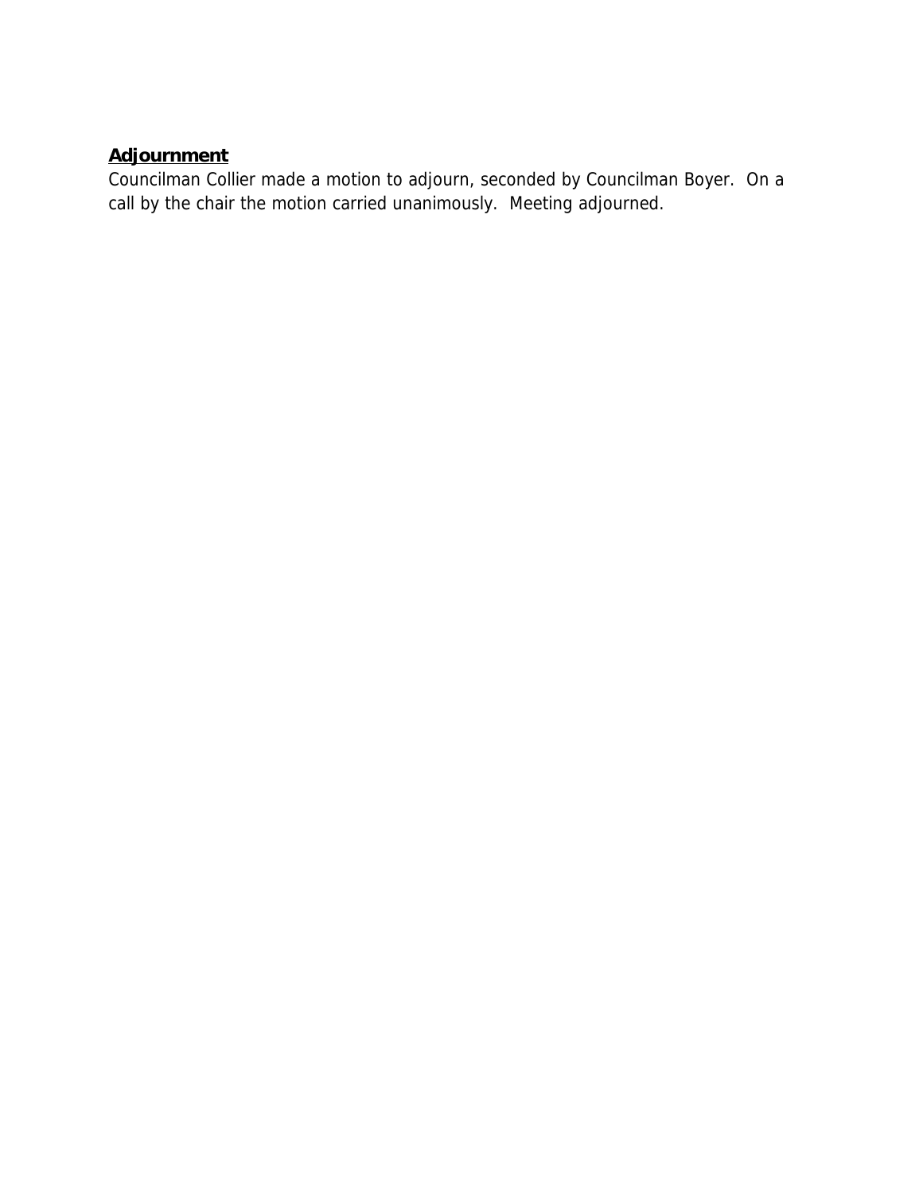## Adjournment

Councilman Collier made a motion to adjourn, seconded by Councilman Boyer. On a call by the chair the motion carried unanimously. Meeting adjourned.